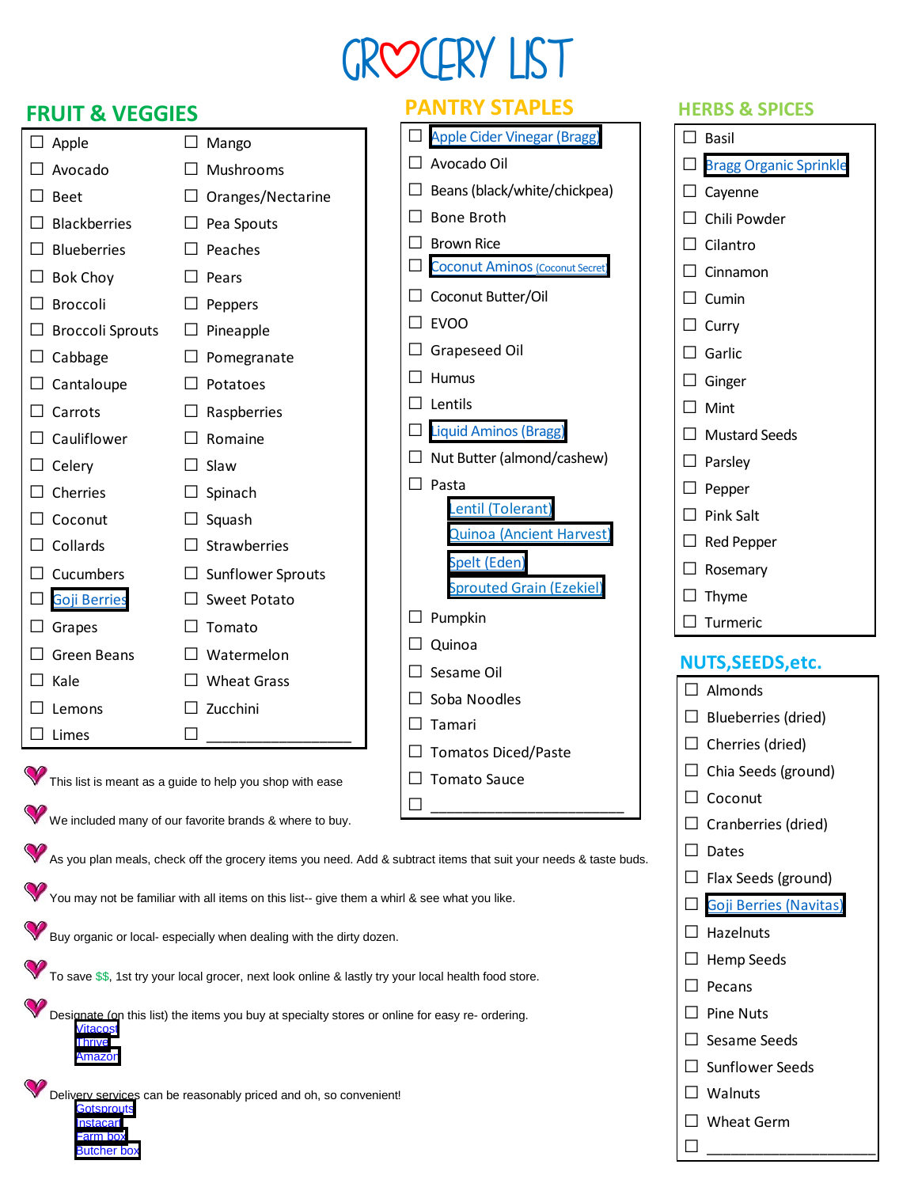# GROCERY LIST

## FRUIT & VEGGIES

- ☐ Apple
- ☐ Avocado
- ☐ Beet
- ☐ Blackberries
- ☐ Blueberries
- ☐ Bok Choy
- ☐ Broccoli
- ☐ Broccoli Sprouts
- ☐ Cabbage
- ☐ Cantaloupe
- ☐ Carrots
- ☐ Cauliflower
- ☐ Celery
- ☐ Cherries
- ☐ Coconut
- ☐ Collards
- ☐ Cucumbers
- ☐ Goji Berries
- ☐ Grapes
- ☐ Green Beans
- ☐ Kale
- ☐ Lemons
- ☐ Limes
- ☐ Mango
- ☐ Mushrooms
- ☐ Oranges/Nectarine
- ☐ Pea Spouts
- ☐ Peaches
- ☐ Pears
- ☐ Peppers
- ☐ Pineapple
- ☐ Pomegranate
- ☐ Potatoes
- ☐ Raspberries
- ☐ Romaine
- ☐ Slaw
- ☐ Spinach
- ☐ Squash
- ☐ Strawberries
- ☐ Sunflower Sprouts
- ☐ Sweet Potato
- ☐ Tomato
- ☐ Watermelon
- ☐ Wheat Grass
- ☐ Zucchini
- ☐ ___________________

## PANTRY STAPLES

- ☐ Apple Cider Vinegar (Bragg)
- ☐ Avocado Oil
- ☐ Beans (black/white/chickpea)
- ☐ Bone Broth
- ☐ Brown Rice
- ☐ Coconut Aminos (Coconut Secret)
- ☐ Coconut Butter/Oil
- ☐ EVOO
- ☐ Grapeseed Oil
- ☐ Humus
- ☐ Lentils
- ☐ Liquid Aminos (Bragg)
- ☐ Nut Butter (almond/cashew)
- ☐ Pasta
  - Lentil (Tolerant)
  - Quinoa (Ancient Harvest)
  - Spelt (Eden)
  - Sprouted Grain (Ezekiel)
- ☐ Pumpkin
- ☐ Quinoa
- ☐ Sesame Oil
- ☐ Soba Noodles
- ☐ Tamari
- ☐ Tomatos Diced/Paste
- ☐ Tomato Sauce
- ☐ _________________________

## HERBS & SPICES

- ☐ Basil
- ☐ Bragg Organic Sprinkle
- ☐ Cayenne
- ☐ Chili Powder
- ☐ Cilantro
- ☐ Cinnamon
- ☐ Cumin
- ☐ Curry
- ☐ Garlic
- ☐ Ginger
- ☐ Mint
- ☐ Mustard Seeds
- ☐ Parsley
- ☐ Pepper
- ☐ Pink Salt
- ☐ Red Pepper
- ☐ Rosemary
- ☐ Thyme
- ☐ Turmeric

## NUTS,SEEDS,etc.

- ☐ Almonds
- ☐ Blueberries (dried)
- ☐ Cherries (dried)
- ☐ Chia Seeds (ground)
- ☐ Coconut
- ☐ Cranberries (dried)
- ☐ Dates
- ☐ Flax Seeds (ground)
- ☐ Goji Berries (Navitas)
- ☐ Hazelnuts
- ☐ Hemp Seeds
- ☐ Pecans
- ☐ Pine Nuts
- ☐ Sesame Seeds
- ☐ Sunflower Seeds
- ☐ Walnuts
- ☐ Wheat Germ
- ☐ ______________________

---

- This list is meant as a guide to help you shop with ease
- We included many of our favorite brands & where to buy.
- As you plan meals, check off the grocery items you need. Add & subtract items that suit your needs & taste buds.
- You may not be familiar with all items on this list-- give them a whirl & see what you like.
- Buy organic or local- especially when dealing with the dirty dozen.
- To save $$, 1st try your local grocer, next look online & lastly try your local health food store.
- Designate (on this list) the items you buy at specialty stores or online for easy re- ordering.
  - Vitacost
  - Thrive
  - Amazon
- Delivery services can be reasonably priced and oh, so convenient!
  - Gotsprouts
  - Instacart
  - Farm box
  - Butcher box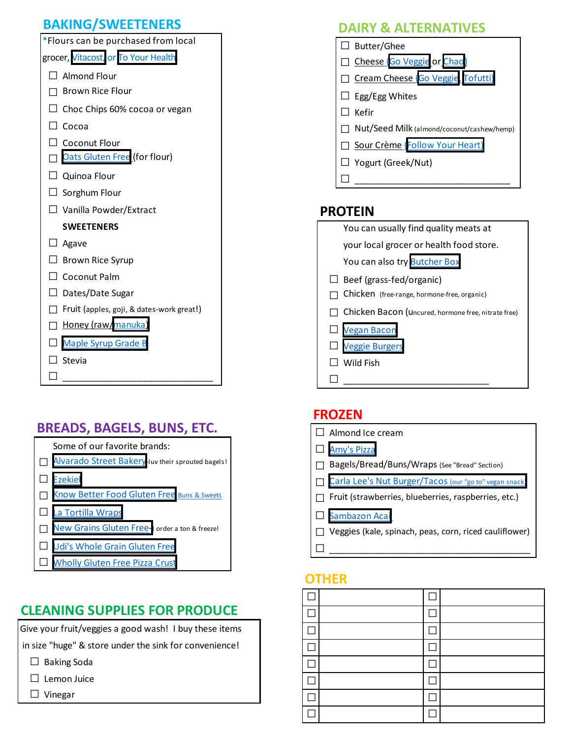## BAKING/SWEETENERS

*Flours can be purchased from local grocer, Vitacost, or To Your Health

- ☐ Almond Flour
- ☐ Brown Rice Flour
- ☐ Choc Chips 60% cocoa or vegan
- ☐ Cocoa
- ☐ Coconut Flour
- ☐ Oats Gluten Free (for flour)
- ☐ Quinoa Flour
- ☐ Sorghum Flour
- ☐ Vanilla Powder/Extract

**SWEETENERS**

- ☐ Agave
- ☐ Brown Rice Syrup
- ☐ Coconut Palm
- ☐ Dates/Date Sugar
- ☐ Fruit (apples, goji, & dates-work great!)
- ☐ Honey (raw/manuka)
- ☐ Maple Syrup Grade B
- ☐ Stevia
- ☐ ______________________________

## DAIRY & ALTERNATIVES

- ☐ Butter/Ghee
- ☐ Cheese (Go Veggie or Chao)
- ☐ Cream Cheese (Go Veggie, Tofutti)
- ☐ Egg/Egg Whites
- ☐ Kefir
- ☐ Nut/Seed Milk (almond/coconut/cashew/hemp)
- ☐ Sour Crème (Follow Your Heart)
- ☐ Yogurt (Greek/Nut)
- ☐ ______________________________

## PROTEIN

You can usually find quality meats at your local grocer or health food store. You can also try Butcher Box

- ☐ Beef (grass-fed/organic)
- ☐ Chicken (free-range, hormone-free, organic)
- ☐ Chicken Bacon (uncured, hormone free, nitrate free)
- ☐ Vegan Bacon
- ☐ Veggie Burgers
- ☐ Wild Fish
- ☐ ______________________________

## BREADS, BAGELS, BUNS, ETC.

Some of our favorite brands:

- ☐ Alvarado Street Bakery-luv their sprouted bagels!
- ☐ Ezekiel
- ☐ Know Better Food Gluten Free Buns & Sweets
- ☐ La Tortilla Wraps
- ☐ New Grains Gluten Free-order a ton & freeze!
- ☐ Udi's Whole Grain Gluten Free
- ☐ Wholly Gluten Free Pizza Crust

## FROZEN

- ☐ Almond Ice cream
- ☐ Amy's Pizza
- ☐ Bagels/Bread/Buns/Wraps (See "Bread" Section)
- ☐ Carla Lee's Nut Burger/Tacos (our "go to" vegan snack)
- ☐ Fruit (strawberries, blueberries, raspberries, etc.)
- ☐ Sambazon Acai
- ☐ Veggies (kale, spinach, peas, corn, riced cauliflower)
- ☐ ______________________________

## CLEANING SUPPLIES FOR PRODUCE

Give your fruit/veggies a good wash! I buy these items in size "huge" & store under the sink for convenience!

- ☐ Baking Soda
- ☐ Lemon Juice
- ☐ Vinegar

## OTHER

| | | | |
|---|---|---|---|
| ☐ | | ☐ | |
| ☐ | | ☐ | |
| ☐ | | ☐ | |
| ☐ | | ☐ | |
| ☐ | | ☐ | |
| ☐ | | ☐ | |
| ☐ | | ☐ | |
| ☐ | | ☐ | |